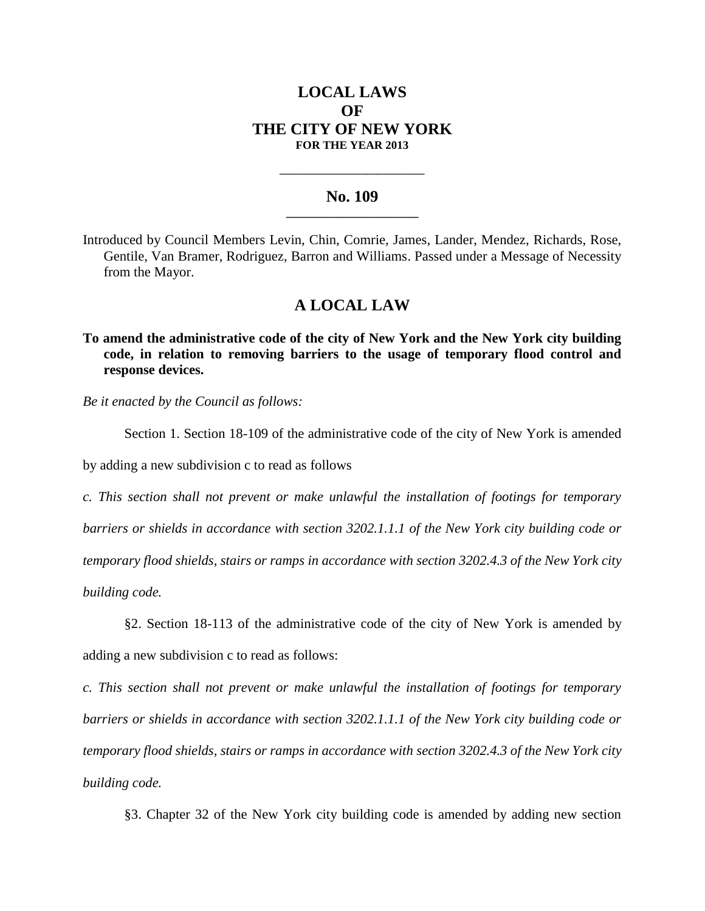# LOCAL LAWS
# OF
# THE CITY OF NEW YORK
**FOR THE YEAR 2013**

---

## No. 109

---

Introduced by Council Members Levin, Chin, Comrie, James, Lander, Mendez, Richards, Rose, Gentile, Van Bramer, Rodriguez, Barron and Williams. Passed under a Message of Necessity from the Mayor.

## A LOCAL LAW

**To amend the administrative code of the city of New York and the New York city building code, in relation to removing barriers to the usage of temporary flood control and response devices.**

*Be it enacted by the Council as follows:*

Section 1. Section 18-109 of the administrative code of the city of New York is amended by adding a new subdivision c to read as follows

*c. This section shall not prevent or make unlawful the installation of footings for temporary barriers or shields in accordance with section 3202.1.1.1 of the New York city building code or temporary flood shields, stairs or ramps in accordance with section 3202.4.3 of the New York city building code.*

§2. Section 18-113 of the administrative code of the city of New York is amended by adding a new subdivision c to read as follows:

*c. This section shall not prevent or make unlawful the installation of footings for temporary barriers or shields in accordance with section 3202.1.1.1 of the New York city building code or temporary flood shields, stairs or ramps in accordance with section 3202.4.3 of the New York city building code.*

§3. Chapter 32 of the New York city building code is amended by adding new section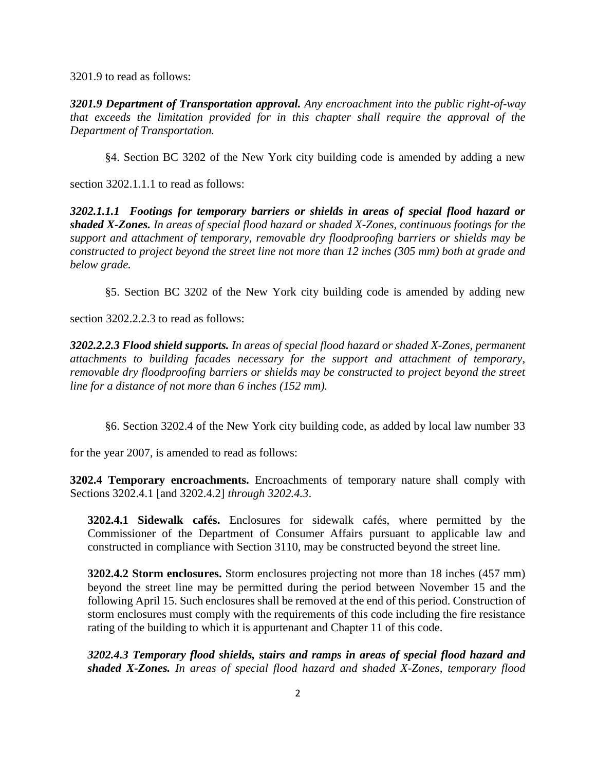3201.9 to read as follows:

***3201.9 Department of Transportation approval.*** *Any encroachment into the public right-of-way that exceeds the limitation provided for in this chapter shall require the approval of the Department of Transportation.*

§4. Section BC 3202 of the New York city building code is amended by adding a new section 3202.1.1.1 to read as follows:

***3202.1.1.1 Footings for temporary barriers or shields in areas of special flood hazard or shaded X-Zones.*** *In areas of special flood hazard or shaded X-Zones, continuous footings for the support and attachment of temporary, removable dry floodproofing barriers or shields may be constructed to project beyond the street line not more than 12 inches (305 mm) both at grade and below grade.*

§5. Section BC 3202 of the New York city building code is amended by adding new section 3202.2.2.3 to read as follows:

***3202.2.2.3 Flood shield supports.*** *In areas of special flood hazard or shaded X-Zones, permanent attachments to building facades necessary for the support and attachment of temporary, removable dry floodproofing barriers or shields may be constructed to project beyond the street line for a distance of not more than 6 inches (152 mm).*

§6. Section 3202.4 of the New York city building code, as added by local law number 33 for the year 2007, is amended to read as follows:

**3202.4 Temporary encroachments.** Encroachments of temporary nature shall comply with Sections 3202.4.1 [and 3202.4.2] *through 3202.4.3*.

**3202.4.1 Sidewalk cafés.** Enclosures for sidewalk cafés, where permitted by the Commissioner of the Department of Consumer Affairs pursuant to applicable law and constructed in compliance with Section 3110, may be constructed beyond the street line.

**3202.4.2 Storm enclosures.** Storm enclosures projecting not more than 18 inches (457 mm) beyond the street line may be permitted during the period between November 15 and the following April 15. Such enclosures shall be removed at the end of this period. Construction of storm enclosures must comply with the requirements of this code including the fire resistance rating of the building to which it is appurtenant and Chapter 11 of this code.

***3202.4.3 Temporary flood shields, stairs and ramps in areas of special flood hazard and shaded X-Zones.*** *In areas of special flood hazard and shaded X-Zones, temporary flood*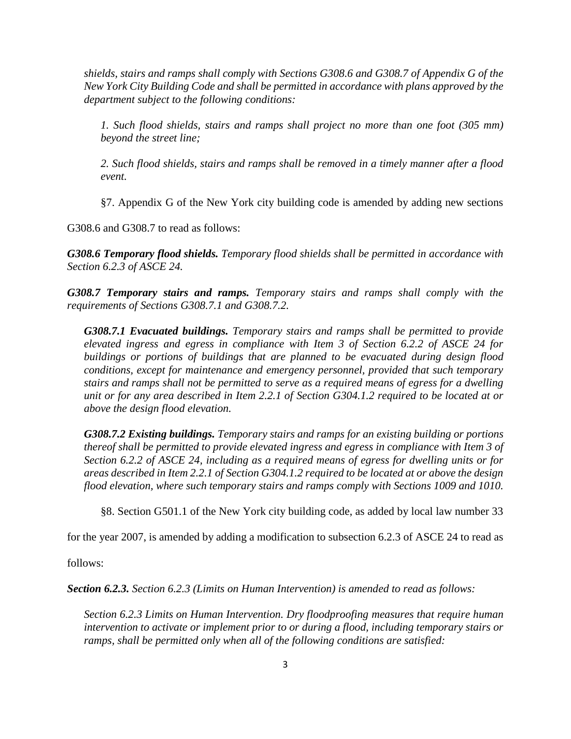*shields, stairs and ramps shall comply with Sections G308.6 and G308.7 of Appendix G of the New York City Building Code and shall be permitted in accordance with plans approved by the department subject to the following conditions:*

*1. Such flood shields, stairs and ramps shall project no more than one foot (305 mm) beyond the street line;*

*2. Such flood shields, stairs and ramps shall be removed in a timely manner after a flood event.*

§7. Appendix G of the New York city building code is amended by adding new sections G308.6 and G308.7 to read as follows:

***G308.6 Temporary flood shields.*** *Temporary flood shields shall be permitted in accordance with Section 6.2.3 of ASCE 24.*

***G308.7 Temporary stairs and ramps.*** *Temporary stairs and ramps shall comply with the requirements of Sections G308.7.1 and G308.7.2.*

***G308.7.1 Evacuated buildings.*** *Temporary stairs and ramps shall be permitted to provide elevated ingress and egress in compliance with Item 3 of Section 6.2.2 of ASCE 24 for buildings or portions of buildings that are planned to be evacuated during design flood conditions, except for maintenance and emergency personnel, provided that such temporary stairs and ramps shall not be permitted to serve as a required means of egress for a dwelling unit or for any area described in Item 2.2.1 of Section G304.1.2 required to be located at or above the design flood elevation.*

***G308.7.2 Existing buildings.*** *Temporary stairs and ramps for an existing building or portions thereof shall be permitted to provide elevated ingress and egress in compliance with Item 3 of Section 6.2.2 of ASCE 24, including as a required means of egress for dwelling units or for areas described in Item 2.2.1 of Section G304.1.2 required to be located at or above the design flood elevation, where such temporary stairs and ramps comply with Sections 1009 and 1010.*

§8. Section G501.1 of the New York city building code, as added by local law number 33 for the year 2007, is amended by adding a modification to subsection 6.2.3 of ASCE 24 to read as follows:

***Section 6.2.3.*** *Section 6.2.3 (Limits on Human Intervention) is amended to read as follows:*

*Section 6.2.3 Limits on Human Intervention. Dry floodproofing measures that require human intervention to activate or implement prior to or during a flood, including temporary stairs or ramps, shall be permitted only when all of the following conditions are satisfied:*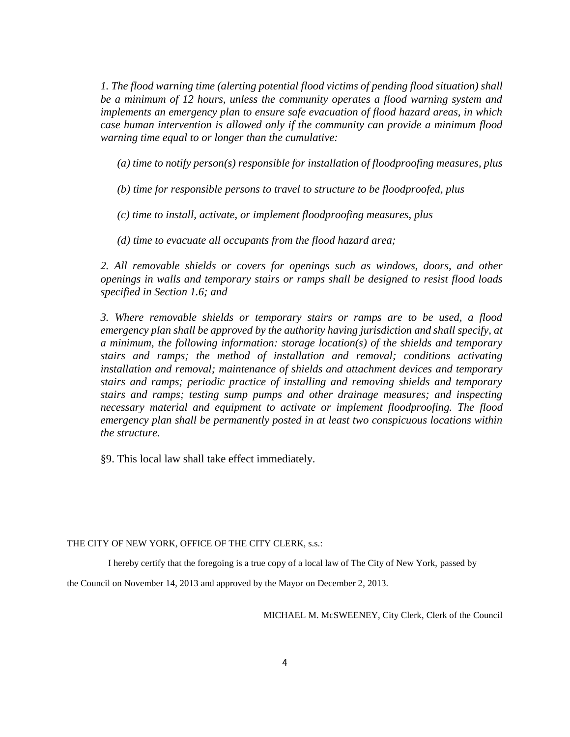*1. The flood warning time (alerting potential flood victims of pending flood situation) shall be a minimum of 12 hours, unless the community operates a flood warning system and implements an emergency plan to ensure safe evacuation of flood hazard areas, in which case human intervention is allowed only if the community can provide a minimum flood warning time equal to or longer than the cumulative:*

*(a) time to notify person(s) responsible for installation of floodproofing measures, plus*

*(b) time for responsible persons to travel to structure to be floodproofed, plus*

*(c) time to install, activate, or implement floodproofing measures, plus*

*(d) time to evacuate all occupants from the flood hazard area;*

*2. All removable shields or covers for openings such as windows, doors, and other openings in walls and temporary stairs or ramps shall be designed to resist flood loads specified in Section 1.6; and*

*3. Where removable shields or temporary stairs or ramps are to be used, a flood emergency plan shall be approved by the authority having jurisdiction and shall specify, at a minimum, the following information: storage location(s) of the shields and temporary stairs and ramps; the method of installation and removal; conditions activating installation and removal; maintenance of shields and attachment devices and temporary stairs and ramps; periodic practice of installing and removing shields and temporary stairs and ramps; testing sump pumps and other drainage measures; and inspecting necessary material and equipment to activate or implement floodproofing. The flood emergency plan shall be permanently posted in at least two conspicuous locations within the structure.*

§9. This local law shall take effect immediately.

THE CITY OF NEW YORK, OFFICE OF THE CITY CLERK, s.s.:

I hereby certify that the foregoing is a true copy of a local law of The City of New York, passed by the Council on November 14, 2013 and approved by the Mayor on December 2, 2013.

MICHAEL M. McSWEENEY, City Clerk, Clerk of the Council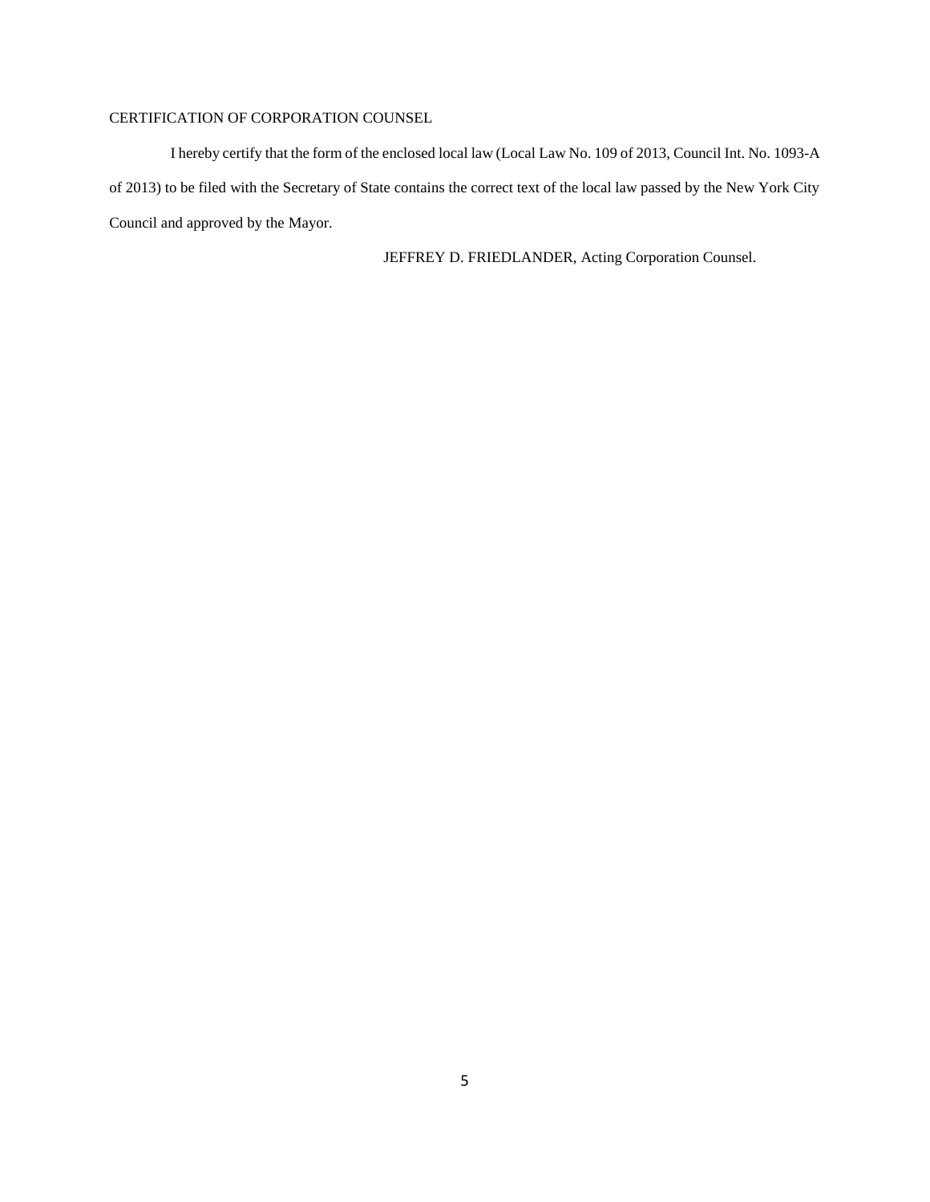CERTIFICATION OF CORPORATION COUNSEL

I hereby certify that the form of the enclosed local law (Local Law No. 109 of 2013, Council Int. No. 1093-A of 2013) to be filed with the Secretary of State contains the correct text of the local law passed by the New York City Council and approved by the Mayor.

JEFFREY D. FRIEDLANDER, Acting Corporation Counsel.